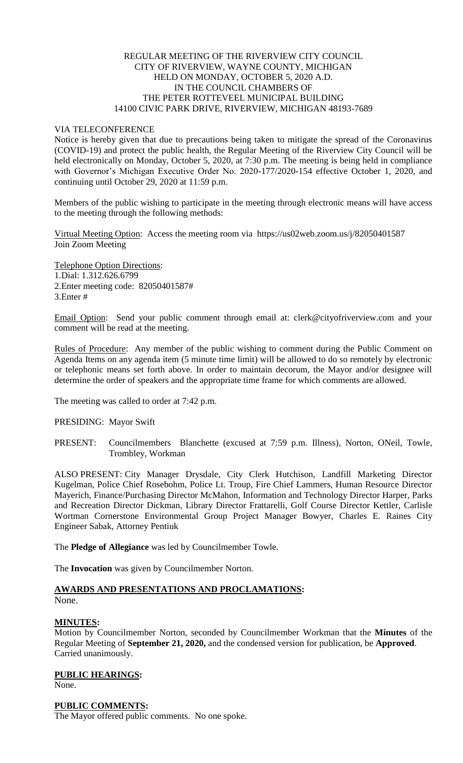REGULAR MEETING OF THE RIVERVIEW CITY COUNCIL
CITY OF RIVERVIEW, WAYNE COUNTY, MICHIGAN
HELD ON MONDAY, OCTOBER 5, 2020 A.D.
IN THE COUNCIL CHAMBERS OF
THE PETER ROTTEVEEL MUNICIPAL BUILDING
14100 CIVIC PARK DRIVE, RIVERVIEW, MICHIGAN 48193-7689

VIA TELECONFERENCE

Notice is hereby given that due to precautions being taken to mitigate the spread of the Coronavirus (COVID-19) and protect the public health, the Regular Meeting of the Riverview City Council will be held electronically on Monday, October 5, 2020, at 7:30 p.m. The meeting is being held in compliance with Governor's Michigan Executive Order No. 2020-177/2020-154 effective October 1, 2020, and continuing until October 29, 2020 at 11:59 p.m.

Members of the public wishing to participate in the meeting through electronic means will have access to the meeting through the following methods:

Virtual Meeting Option: Access the meeting room via https://us02web.zoom.us/j/82050401587
Join Zoom Meeting

Telephone Option Directions:
1.Dial: 1.312.626.6799
2.Enter meeting code: 82050401587#
3.Enter #

Email Option: Send your public comment through email at: clerk@cityofriverview.com and your comment will be read at the meeting.

Rules of Procedure: Any member of the public wishing to comment during the Public Comment on Agenda Items on any agenda item (5 minute time limit) will be allowed to do so remotely by electronic or telephonic means set forth above. In order to maintain decorum, the Mayor and/or designee will determine the order of speakers and the appropriate time frame for which comments are allowed.

The meeting was called to order at 7:42 p.m.

PRESIDING: Mayor Swift

PRESENT: Councilmembers Blanchette (excused at 7:59 p.m. Illness), Norton, ONeil, Towle, Trombley, Workman

ALSO PRESENT: City Manager Drysdale, City Clerk Hutchison, Landfill Marketing Director Kugelman, Police Chief Rosebohm, Police Lt. Troup, Fire Chief Lammers, Human Resource Director Mayerich, Finance/Purchasing Director McMahon, Information and Technology Director Harper, Parks and Recreation Director Dickman, Library Director Frattarelli, Golf Course Director Kettler, Carlisle Wortman Cornerstone Environmental Group Project Manager Bowyer, Charles E. Raines City Engineer Sabak, Attorney Pentiuk

The **Pledge of Allegiance** was led by Councilmember Towle.

The **Invocation** was given by Councilmember Norton.

**AWARDS AND PRESENTATIONS AND PROCLAMATIONS:**
None.

**MINUTES:**
Motion by Councilmember Norton, seconded by Councilmember Workman that the **Minutes** of the Regular Meeting of **September 21, 2020,** and the condensed version for publication, be **Approved**. Carried unanimously.

**PUBLIC HEARINGS:**
None.

**PUBLIC COMMENTS:**
The Mayor offered public comments. No one spoke.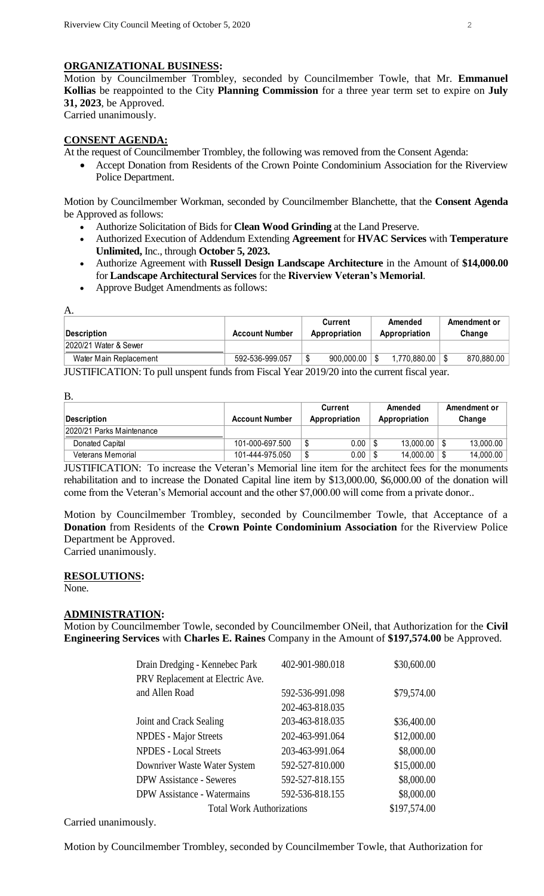## ORGANIZATIONAL BUSINESS:

Motion by Councilmember Trombley, seconded by Councilmember Towle, that Mr. **Emmanuel Kollias** be reappointed to the City **Planning Commission** for a three year term set to expire on **July 31, 2023**, be Approved.
Carried unanimously.

## CONSENT AGENDA:

At the request of Councilmember Trombley, the following was removed from the Consent Agenda:

- Accept Donation from Residents of the Crown Pointe Condominium Association for the Riverview Police Department.

Motion by Councilmember Workman, seconded by Councilmember Blanchette, that the **Consent Agenda** be Approved as follows:

- Authorize Solicitation of Bids for **Clean Wood Grinding** at the Land Preserve.
- Authorized Execution of Addendum Extending **Agreement** for **HVAC Services** with **Temperature Unlimited,** Inc., through **October 5, 2023.**
- Authorize Agreement with **Russell Design Landscape Architecture** in the Amount of **$14,000.00** for **Landscape Architectural Services** for the **Riverview Veteran's Memorial**.
- Approve Budget Amendments as follows:

A.

| Description | Account Number | Current Appropriation | Amended Appropriation | Amendment or Change |
|---|---|---|---|---|
| 2020/21 Water & Sewer | | | | |
| Water Main Replacement | 592-536-999.057 | $ 900,000.00 | $ 1,770,880.00 | $ 870,880.00 |

JUSTIFICATION: To pull unspent funds from Fiscal Year 2019/20 into the current fiscal year.

B.

| Description | Account Number | Current Appropriation | Amended Appropriation | Amendment or Change |
|---|---|---|---|---|
| 2020/21 Parks Maintenance | | | | |
| Donated Capital | 101-000-697.500 | $ 0.00 | $ 13,000.00 | $ 13,000.00 |
| Veterans Memorial | 101-444-975.050 | $ 0.00 | $ 14,000.00 | $ 14,000.00 |

JUSTIFICATION: To increase the Veteran's Memorial line item for the architect fees for the monuments rehabilitation and to increase the Donated Capital line item by $13,000.00, $6,000.00 of the donation will come from the Veteran's Memorial account and the other $7,000.00 will come from a private donor..

Motion by Councilmember Trombley, seconded by Councilmember Towle, that Acceptance of a **Donation** from Residents of the **Crown Pointe Condominium Association** for the Riverview Police Department be Approved.
Carried unanimously.

## RESOLUTIONS:

None.

## ADMINISTRATION:

Motion by Councilmember Towle, seconded by Councilmember ONeil, that Authorization for the **Civil Engineering Services** with **Charles E. Raines** Company in the Amount of **$197,574.00** be Approved.

| | | |
|---|---|---|
| Drain Dredging - Kennebec Park | 402-901-980.018 | $30,600.00 |
| PRV Replacement at Electric Ave. and Allen Road | 592-536-991.098 | $79,574.00 |
| | 202-463-818.035 | |
| Joint and Crack Sealing | 203-463-818.035 | $36,400.00 |
| NPDES - Major Streets | 202-463-991.064 | $12,000.00 |
| NPDES - Local Streets | 203-463-991.064 | $8,000.00 |
| Downriver Waste Water System | 592-527-810.000 | $15,000.00 |
| DPW Assistance - Seweres | 592-527-818.155 | $8,000.00 |
| DPW Assistance - Watermains | 592-536-818.155 | $8,000.00 |
| Total Work Authorizations | | $197,574.00 |

Carried unanimously.

Motion by Councilmember Trombley, seconded by Councilmember Towle, that Authorization for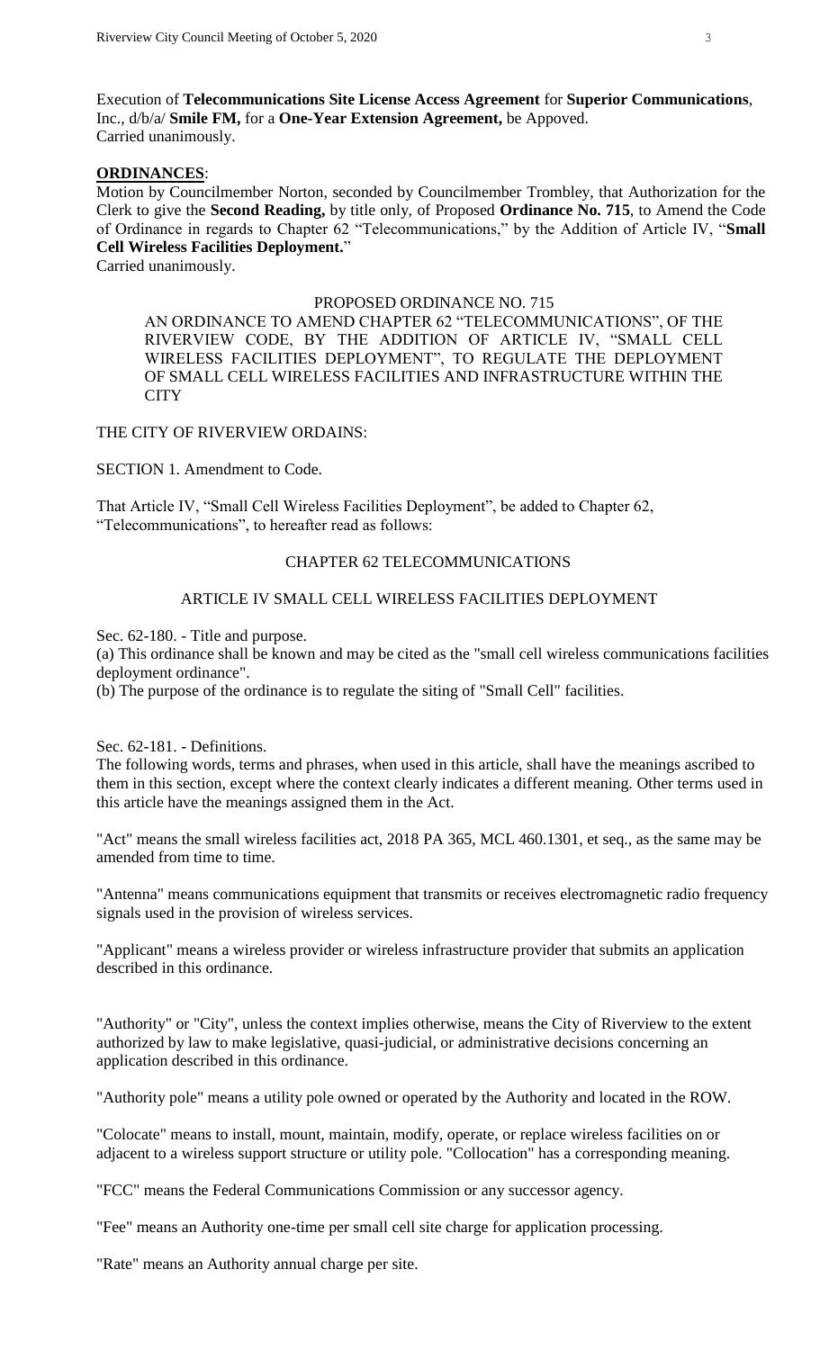Execution of **Telecommunications Site License Access Agreement** for **Superior Communications**, Inc., d/b/a/ **Smile FM,** for a **One-Year Extension Agreement,** be Appoved.
Carried unanimously.

**ORDINANCES**:

Motion by Councilmember Norton, seconded by Councilmember Trombley, that Authorization for the Clerk to give the **Second Reading,** by title only, of Proposed **Ordinance No. 715**, to Amend the Code of Ordinance in regards to Chapter 62 "Telecommunications," by the Addition of Article IV, "**Small Cell Wireless Facilities Deployment.**"
Carried unanimously.

PROPOSED ORDINANCE NO. 715

AN ORDINANCE TO AMEND CHAPTER 62 "TELECOMMUNICATIONS", OF THE RIVERVIEW CODE, BY THE ADDITION OF ARTICLE IV, "SMALL CELL WIRELESS FACILITIES DEPLOYMENT", TO REGULATE THE DEPLOYMENT OF SMALL CELL WIRELESS FACILITIES AND INFRASTRUCTURE WITHIN THE CITY

THE CITY OF RIVERVIEW ORDAINS:

SECTION 1. Amendment to Code.

That Article IV, "Small Cell Wireless Facilities Deployment", be added to Chapter 62, "Telecommunications", to hereafter read as follows:

CHAPTER 62 TELECOMMUNICATIONS

ARTICLE IV SMALL CELL WIRELESS FACILITIES DEPLOYMENT

Sec. 62-180. - Title and purpose.

(a) This ordinance shall be known and may be cited as the "small cell wireless communications facilities deployment ordinance".

(b) The purpose of the ordinance is to regulate the siting of "Small Cell" facilities.

Sec. 62-181. - Definitions.

The following words, terms and phrases, when used in this article, shall have the meanings ascribed to them in this section, except where the context clearly indicates a different meaning. Other terms used in this article have the meanings assigned them in the Act.

"Act" means the small wireless facilities act, 2018 PA 365, MCL 460.1301, et seq., as the same may be amended from time to time.

"Antenna" means communications equipment that transmits or receives electromagnetic radio frequency signals used in the provision of wireless services.

"Applicant" means a wireless provider or wireless infrastructure provider that submits an application described in this ordinance.

"Authority" or "City", unless the context implies otherwise, means the City of Riverview to the extent authorized by law to make legislative, quasi-judicial, or administrative decisions concerning an application described in this ordinance.

"Authority pole" means a utility pole owned or operated by the Authority and located in the ROW.

"Colocate" means to install, mount, maintain, modify, operate, or replace wireless facilities on or adjacent to a wireless support structure or utility pole. "Collocation" has a corresponding meaning.

"FCC" means the Federal Communications Commission or any successor agency.

"Fee" means an Authority one-time per small cell site charge for application processing.

"Rate" means an Authority annual charge per site.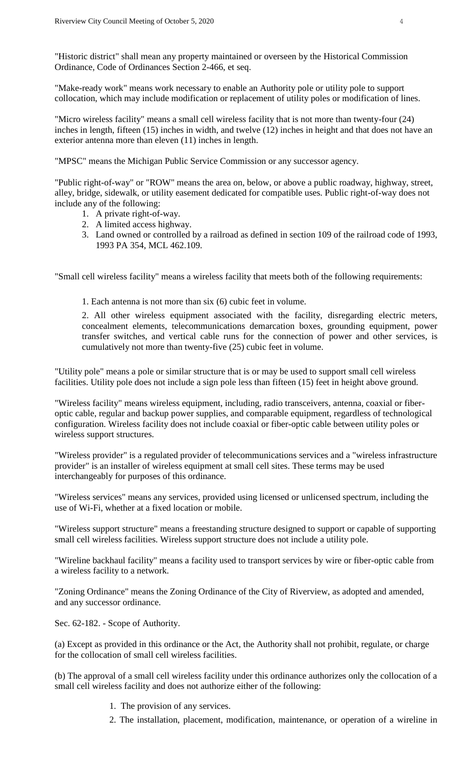"Historic district" shall mean any property maintained or overseen by the Historical Commission Ordinance, Code of Ordinances Section 2-466, et seq.

"Make-ready work" means work necessary to enable an Authority pole or utility pole to support collocation, which may include modification or replacement of utility poles or modification of lines.

"Micro wireless facility" means a small cell wireless facility that is not more than twenty-four (24) inches in length, fifteen (15) inches in width, and twelve (12) inches in height and that does not have an exterior antenna more than eleven (11) inches in length.

"MPSC" means the Michigan Public Service Commission or any successor agency.

"Public right-of-way" or "ROW" means the area on, below, or above a public roadway, highway, street, alley, bridge, sidewalk, or utility easement dedicated for compatible uses. Public right-of-way does not include any of the following:

1. A private right-of-way.
2. A limited access highway.
3. Land owned or controlled by a railroad as defined in section 109 of the railroad code of 1993, 1993 PA 354, MCL 462.109.

"Small cell wireless facility" means a wireless facility that meets both of the following requirements:

1. Each antenna is not more than six (6) cubic feet in volume.

2. All other wireless equipment associated with the facility, disregarding electric meters, concealment elements, telecommunications demarcation boxes, grounding equipment, power transfer switches, and vertical cable runs for the connection of power and other services, is cumulatively not more than twenty-five (25) cubic feet in volume.

"Utility pole" means a pole or similar structure that is or may be used to support small cell wireless facilities. Utility pole does not include a sign pole less than fifteen (15) feet in height above ground.

"Wireless facility" means wireless equipment, including, radio transceivers, antenna, coaxial or fiber-optic cable, regular and backup power supplies, and comparable equipment, regardless of technological configuration. Wireless facility does not include coaxial or fiber-optic cable between utility poles or wireless support structures.

"Wireless provider" is a regulated provider of telecommunications services and a "wireless infrastructure provider" is an installer of wireless equipment at small cell sites. These terms may be used interchangeably for purposes of this ordinance.

"Wireless services" means any services, provided using licensed or unlicensed spectrum, including the use of Wi-Fi, whether at a fixed location or mobile.

"Wireless support structure" means a freestanding structure designed to support or capable of supporting small cell wireless facilities. Wireless support structure does not include a utility pole.

"Wireline backhaul facility" means a facility used to transport services by wire or fiber-optic cable from a wireless facility to a network.

"Zoning Ordinance" means the Zoning Ordinance of the City of Riverview, as adopted and amended, and any successor ordinance.

Sec. 62-182. - Scope of Authority.

(a) Except as provided in this ordinance or the Act, the Authority shall not prohibit, regulate, or charge for the collocation of small cell wireless facilities.

(b) The approval of a small cell wireless facility under this ordinance authorizes only the collocation of a small cell wireless facility and does not authorize either of the following:

1. The provision of any services.
2. The installation, placement, modification, maintenance, or operation of a wireline in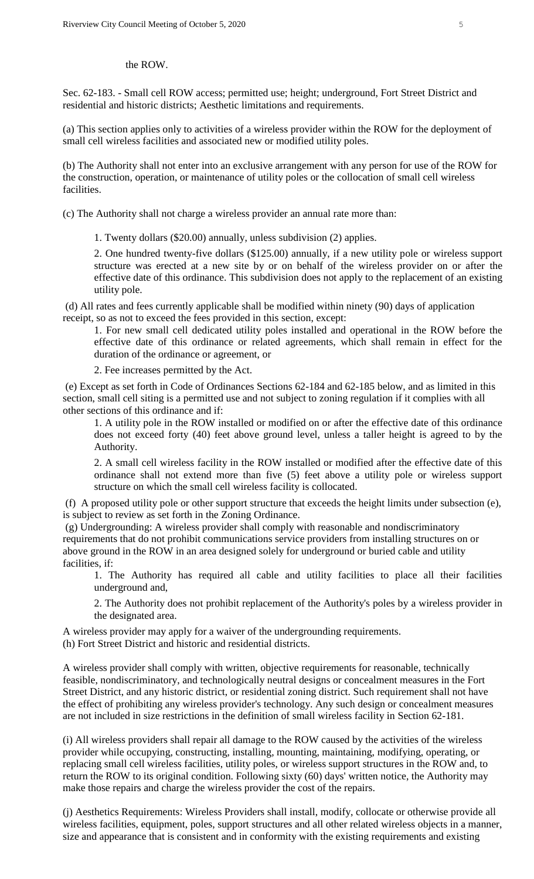the ROW.

Sec. 62-183. - Small cell ROW access; permitted use; height; underground, Fort Street District and residential and historic districts; Aesthetic limitations and requirements.

(a) This section applies only to activities of a wireless provider within the ROW for the deployment of small cell wireless facilities and associated new or modified utility poles.

(b) The Authority shall not enter into an exclusive arrangement with any person for use of the ROW for the construction, operation, or maintenance of utility poles or the collocation of small cell wireless facilities.

(c) The Authority shall not charge a wireless provider an annual rate more than:

1. Twenty dollars ($20.00) annually, unless subdivision (2) applies.

2. One hundred twenty-five dollars ($125.00) annually, if a new utility pole or wireless support structure was erected at a new site by or on behalf of the wireless provider on or after the effective date of this ordinance. This subdivision does not apply to the replacement of an existing utility pole.

(d) All rates and fees currently applicable shall be modified within ninety (90) days of application receipt, so as not to exceed the fees provided in this section, except:

1. For new small cell dedicated utility poles installed and operational in the ROW before the effective date of this ordinance or related agreements, which shall remain in effect for the duration of the ordinance or agreement, or

2. Fee increases permitted by the Act.

(e) Except as set forth in Code of Ordinances Sections 62-184 and 62-185 below, and as limited in this section, small cell siting is a permitted use and not subject to zoning regulation if it complies with all other sections of this ordinance and if:

1. A utility pole in the ROW installed or modified on or after the effective date of this ordinance does not exceed forty (40) feet above ground level, unless a taller height is agreed to by the Authority.

2. A small cell wireless facility in the ROW installed or modified after the effective date of this ordinance shall not extend more than five (5) feet above a utility pole or wireless support structure on which the small cell wireless facility is collocated.

(f) A proposed utility pole or other support structure that exceeds the height limits under subsection (e), is subject to review as set forth in the Zoning Ordinance.

(g) Undergrounding: A wireless provider shall comply with reasonable and nondiscriminatory requirements that do not prohibit communications service providers from installing structures on or above ground in the ROW in an area designed solely for underground or buried cable and utility facilities, if:

1. The Authority has required all cable and utility facilities to place all their facilities underground and,

2. The Authority does not prohibit replacement of the Authority's poles by a wireless provider in the designated area.

A wireless provider may apply for a waiver of the undergrounding requirements.

(h) Fort Street District and historic and residential districts.

A wireless provider shall comply with written, objective requirements for reasonable, technically feasible, nondiscriminatory, and technologically neutral designs or concealment measures in the Fort Street District, and any historic district, or residential zoning district. Such requirement shall not have the effect of prohibiting any wireless provider's technology. Any such design or concealment measures are not included in size restrictions in the definition of small wireless facility in Section 62-181.

(i) All wireless providers shall repair all damage to the ROW caused by the activities of the wireless provider while occupying, constructing, installing, mounting, maintaining, modifying, operating, or replacing small cell wireless facilities, utility poles, or wireless support structures in the ROW and, to return the ROW to its original condition. Following sixty (60) days' written notice, the Authority may make those repairs and charge the wireless provider the cost of the repairs.

(j) Aesthetics Requirements: Wireless Providers shall install, modify, collocate or otherwise provide all wireless facilities, equipment, poles, support structures and all other related wireless objects in a manner, size and appearance that is consistent and in conformity with the existing requirements and existing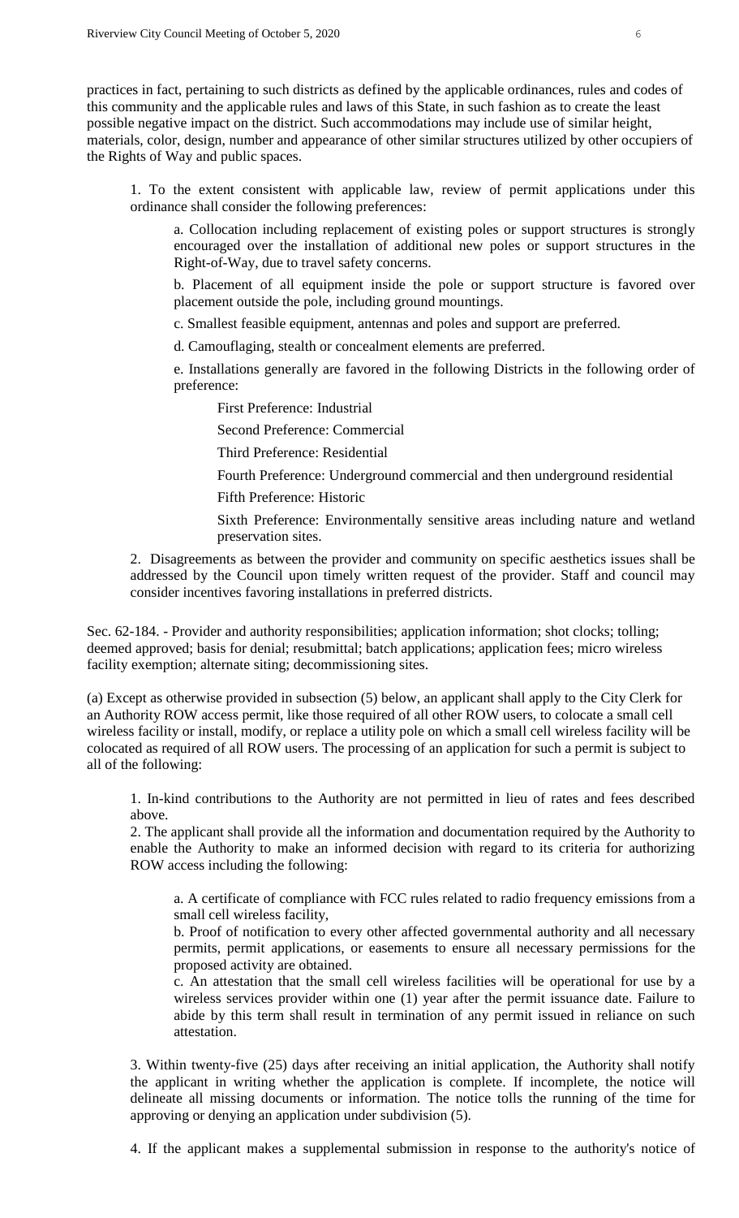practices in fact, pertaining to such districts as defined by the applicable ordinances, rules and codes of this community and the applicable rules and laws of this State, in such fashion as to create the least possible negative impact on the district. Such accommodations may include use of similar height, materials, color, design, number and appearance of other similar structures utilized by other occupiers of the Rights of Way and public spaces.

1. To the extent consistent with applicable law, review of permit applications under this ordinance shall consider the following preferences:

   a. Collocation including replacement of existing poles or support structures is strongly encouraged over the installation of additional new poles or support structures in the Right-of-Way, due to travel safety concerns.

   b. Placement of all equipment inside the pole or support structure is favored over placement outside the pole, including ground mountings.

   c. Smallest feasible equipment, antennas and poles and support are preferred.

   d. Camouflaging, stealth or concealment elements are preferred.

   e. Installations generally are favored in the following Districts in the following order of preference:

      First Preference: Industrial

      Second Preference: Commercial

      Third Preference: Residential

      Fourth Preference: Underground commercial and then underground residential

      Fifth Preference: Historic

      Sixth Preference: Environmentally sensitive areas including nature and wetland preservation sites.

2. Disagreements as between the provider and community on specific aesthetics issues shall be addressed by the Council upon timely written request of the provider. Staff and council may consider incentives favoring installations in preferred districts.

Sec. 62-184. - Provider and authority responsibilities; application information; shot clocks; tolling; deemed approved; basis for denial; resubmittal; batch applications; application fees; micro wireless facility exemption; alternate siting; decommissioning sites.

(a) Except as otherwise provided in subsection (5) below, an applicant shall apply to the City Clerk for an Authority ROW access permit, like those required of all other ROW users, to colocate a small cell wireless facility or install, modify, or replace a utility pole on which a small cell wireless facility will be colocated as required of all ROW users. The processing of an application for such a permit is subject to all of the following:

1. In-kind contributions to the Authority are not permitted in lieu of rates and fees described above.

2. The applicant shall provide all the information and documentation required by the Authority to enable the Authority to make an informed decision with regard to its criteria for authorizing ROW access including the following:

   a. A certificate of compliance with FCC rules related to radio frequency emissions from a small cell wireless facility,

   b. Proof of notification to every other affected governmental authority and all necessary permits, permit applications, or easements to ensure all necessary permissions for the proposed activity are obtained.

   c. An attestation that the small cell wireless facilities will be operational for use by a wireless services provider within one (1) year after the permit issuance date. Failure to abide by this term shall result in termination of any permit issued in reliance on such attestation.

3. Within twenty-five (25) days after receiving an initial application, the Authority shall notify the applicant in writing whether the application is complete. If incomplete, the notice will delineate all missing documents or information. The notice tolls the running of the time for approving or denying an application under subdivision (5).

4. If the applicant makes a supplemental submission in response to the authority's notice of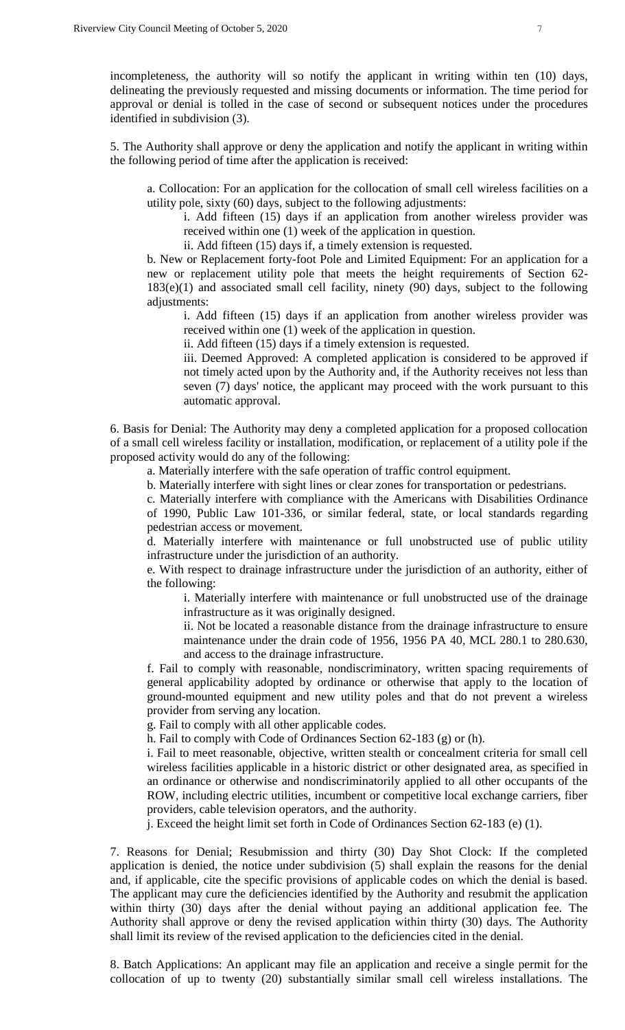incompleteness, the authority will so notify the applicant in writing within ten (10) days, delineating the previously requested and missing documents or information. The time period for approval or denial is tolled in the case of second or subsequent notices under the procedures identified in subdivision (3).

5. The Authority shall approve or deny the application and notify the applicant in writing within the following period of time after the application is received:

   a. Collocation: For an application for the collocation of small cell wireless facilities on a utility pole, sixty (60) days, subject to the following adjustments:

      i. Add fifteen (15) days if an application from another wireless provider was received within one (1) week of the application in question.

      ii. Add fifteen (15) days if, a timely extension is requested.

   b. New or Replacement forty-foot Pole and Limited Equipment: For an application for a new or replacement utility pole that meets the height requirements of Section 62-183(e)(1) and associated small cell facility, ninety (90) days, subject to the following adjustments:

      i. Add fifteen (15) days if an application from another wireless provider was received within one (1) week of the application in question.

      ii. Add fifteen (15) days if a timely extension is requested.

      iii. Deemed Approved: A completed application is considered to be approved if not timely acted upon by the Authority and, if the Authority receives not less than seven (7) days' notice, the applicant may proceed with the work pursuant to this automatic approval.

6. Basis for Denial: The Authority may deny a completed application for a proposed collocation of a small cell wireless facility or installation, modification, or replacement of a utility pole if the proposed activity would do any of the following:

   a. Materially interfere with the safe operation of traffic control equipment.

   b. Materially interfere with sight lines or clear zones for transportation or pedestrians.

   c. Materially interfere with compliance with the Americans with Disabilities Ordinance of 1990, Public Law 101-336, or similar federal, state, or local standards regarding pedestrian access or movement.

   d. Materially interfere with maintenance or full unobstructed use of public utility infrastructure under the jurisdiction of an authority.

   e. With respect to drainage infrastructure under the jurisdiction of an authority, either of the following:

      i. Materially interfere with maintenance or full unobstructed use of the drainage infrastructure as it was originally designed.

      ii. Not be located a reasonable distance from the drainage infrastructure to ensure maintenance under the drain code of 1956, 1956 PA 40, MCL 280.1 to 280.630, and access to the drainage infrastructure.

   f. Fail to comply with reasonable, nondiscriminatory, written spacing requirements of general applicability adopted by ordinance or otherwise that apply to the location of ground-mounted equipment and new utility poles and that do not prevent a wireless provider from serving any location.

   g. Fail to comply with all other applicable codes.

   h. Fail to comply with Code of Ordinances Section 62-183 (g) or (h).

   i. Fail to meet reasonable, objective, written stealth or concealment criteria for small cell wireless facilities applicable in a historic district or other designated area, as specified in an ordinance or otherwise and nondiscriminatorily applied to all other occupants of the ROW, including electric utilities, incumbent or competitive local exchange carriers, fiber providers, cable television operators, and the authority.

   j. Exceed the height limit set forth in Code of Ordinances Section 62-183 (e) (1).

7. Reasons for Denial; Resubmission and thirty (30) Day Shot Clock: If the completed application is denied, the notice under subdivision (5) shall explain the reasons for the denial and, if applicable, cite the specific provisions of applicable codes on which the denial is based. The applicant may cure the deficiencies identified by the Authority and resubmit the application within thirty (30) days after the denial without paying an additional application fee. The Authority shall approve or deny the revised application within thirty (30) days. The Authority shall limit its review of the revised application to the deficiencies cited in the denial.

8. Batch Applications: An applicant may file an application and receive a single permit for the collocation of up to twenty (20) substantially similar small cell wireless installations. The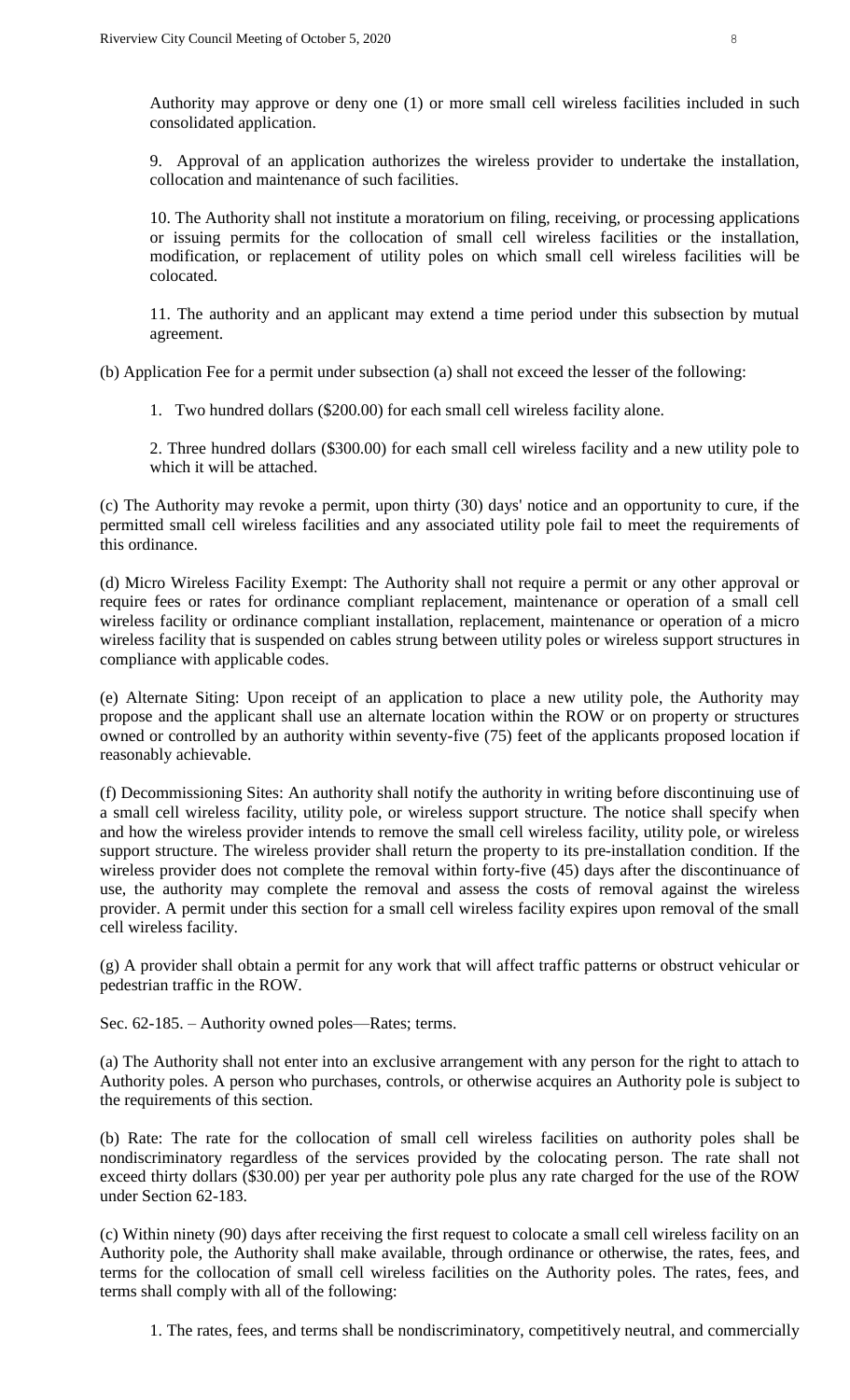Authority may approve or deny one (1) or more small cell wireless facilities included in such consolidated application.

9. Approval of an application authorizes the wireless provider to undertake the installation, collocation and maintenance of such facilities.

10. The Authority shall not institute a moratorium on filing, receiving, or processing applications or issuing permits for the collocation of small cell wireless facilities or the installation, modification, or replacement of utility poles on which small cell wireless facilities will be colocated.

11. The authority and an applicant may extend a time period under this subsection by mutual agreement.

(b) Application Fee for a permit under subsection (a) shall not exceed the lesser of the following:

1. Two hundred dollars ($200.00) for each small cell wireless facility alone.

2. Three hundred dollars ($300.00) for each small cell wireless facility and a new utility pole to which it will be attached.

(c) The Authority may revoke a permit, upon thirty (30) days' notice and an opportunity to cure, if the permitted small cell wireless facilities and any associated utility pole fail to meet the requirements of this ordinance.

(d) Micro Wireless Facility Exempt: The Authority shall not require a permit or any other approval or require fees or rates for ordinance compliant replacement, maintenance or operation of a small cell wireless facility or ordinance compliant installation, replacement, maintenance or operation of a micro wireless facility that is suspended on cables strung between utility poles or wireless support structures in compliance with applicable codes.

(e) Alternate Siting: Upon receipt of an application to place a new utility pole, the Authority may propose and the applicant shall use an alternate location within the ROW or on property or structures owned or controlled by an authority within seventy-five (75) feet of the applicants proposed location if reasonably achievable.

(f) Decommissioning Sites: An authority shall notify the authority in writing before discontinuing use of a small cell wireless facility, utility pole, or wireless support structure. The notice shall specify when and how the wireless provider intends to remove the small cell wireless facility, utility pole, or wireless support structure. The wireless provider shall return the property to its pre-installation condition. If the wireless provider does not complete the removal within forty-five (45) days after the discontinuance of use, the authority may complete the removal and assess the costs of removal against the wireless provider. A permit under this section for a small cell wireless facility expires upon removal of the small cell wireless facility.

(g) A provider shall obtain a permit for any work that will affect traffic patterns or obstruct vehicular or pedestrian traffic in the ROW.

Sec. 62-185. – Authority owned poles—Rates; terms.

(a) The Authority shall not enter into an exclusive arrangement with any person for the right to attach to Authority poles. A person who purchases, controls, or otherwise acquires an Authority pole is subject to the requirements of this section.

(b) Rate: The rate for the collocation of small cell wireless facilities on authority poles shall be nondiscriminatory regardless of the services provided by the colocating person. The rate shall not exceed thirty dollars ($30.00) per year per authority pole plus any rate charged for the use of the ROW under Section 62-183.

(c) Within ninety (90) days after receiving the first request to colocate a small cell wireless facility on an Authority pole, the Authority shall make available, through ordinance or otherwise, the rates, fees, and terms for the collocation of small cell wireless facilities on the Authority poles. The rates, fees, and terms shall comply with all of the following:

1. The rates, fees, and terms shall be nondiscriminatory, competitively neutral, and commercially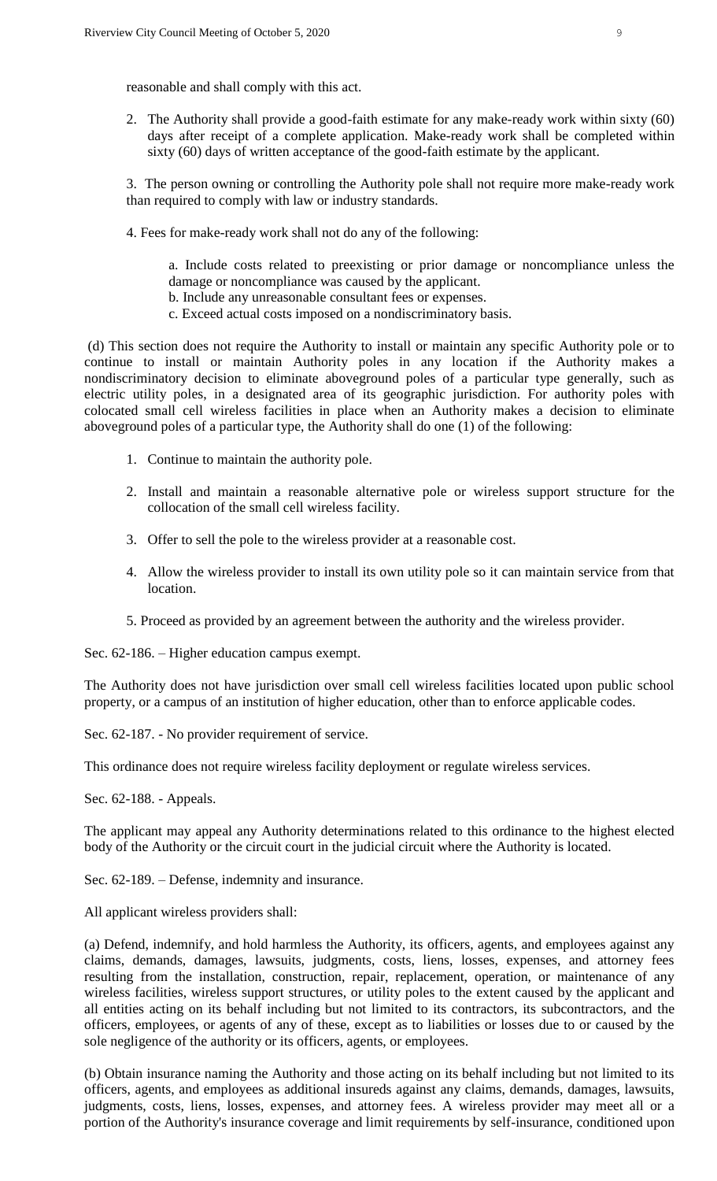reasonable and shall comply with this act.

2. The Authority shall provide a good-faith estimate for any make-ready work within sixty (60) days after receipt of a complete application. Make-ready work shall be completed within sixty (60) days of written acceptance of the good-faith estimate by the applicant.

3. The person owning or controlling the Authority pole shall not require more make-ready work than required to comply with law or industry standards.

4. Fees for make-ready work shall not do any of the following:

   a. Include costs related to preexisting or prior damage or noncompliance unless the damage or noncompliance was caused by the applicant.
   b. Include any unreasonable consultant fees or expenses.
   c. Exceed actual costs imposed on a nondiscriminatory basis.

(d) This section does not require the Authority to install or maintain any specific Authority pole or to continue to install or maintain Authority poles in any location if the Authority makes a nondiscriminatory decision to eliminate aboveground poles of a particular type generally, such as electric utility poles, in a designated area of its geographic jurisdiction. For authority poles with colocated small cell wireless facilities in place when an Authority makes a decision to eliminate aboveground poles of a particular type, the Authority shall do one (1) of the following:

1. Continue to maintain the authority pole.

2. Install and maintain a reasonable alternative pole or wireless support structure for the collocation of the small cell wireless facility.

3. Offer to sell the pole to the wireless provider at a reasonable cost.

4. Allow the wireless provider to install its own utility pole so it can maintain service from that location.

5. Proceed as provided by an agreement between the authority and the wireless provider.

Sec. 62-186. – Higher education campus exempt.

The Authority does not have jurisdiction over small cell wireless facilities located upon public school property, or a campus of an institution of higher education, other than to enforce applicable codes.

Sec. 62-187. - No provider requirement of service.

This ordinance does not require wireless facility deployment or regulate wireless services.

Sec. 62-188. - Appeals.

The applicant may appeal any Authority determinations related to this ordinance to the highest elected body of the Authority or the circuit court in the judicial circuit where the Authority is located.

Sec. 62-189. – Defense, indemnity and insurance.

All applicant wireless providers shall:

(a) Defend, indemnify, and hold harmless the Authority, its officers, agents, and employees against any claims, demands, damages, lawsuits, judgments, costs, liens, losses, expenses, and attorney fees resulting from the installation, construction, repair, replacement, operation, or maintenance of any wireless facilities, wireless support structures, or utility poles to the extent caused by the applicant and all entities acting on its behalf including but not limited to its contractors, its subcontractors, and the officers, employees, or agents of any of these, except as to liabilities or losses due to or caused by the sole negligence of the authority or its officers, agents, or employees.

(b) Obtain insurance naming the Authority and those acting on its behalf including but not limited to its officers, agents, and employees as additional insureds against any claims, demands, damages, lawsuits, judgments, costs, liens, losses, expenses, and attorney fees. A wireless provider may meet all or a portion of the Authority's insurance coverage and limit requirements by self-insurance, conditioned upon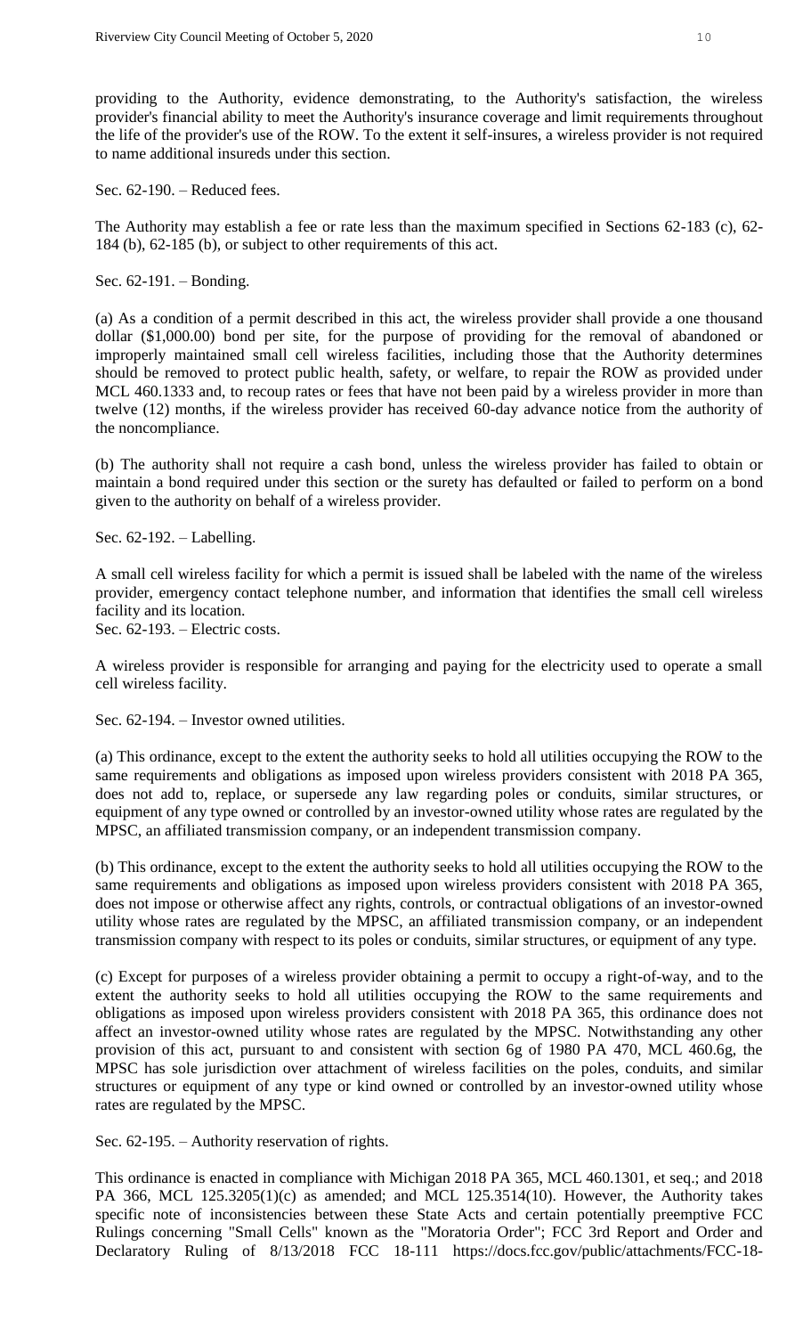providing to the Authority, evidence demonstrating, to the Authority's satisfaction, the wireless provider's financial ability to meet the Authority's insurance coverage and limit requirements throughout the life of the provider's use of the ROW. To the extent it self-insures, a wireless provider is not required to name additional insureds under this section.

Sec. 62-190. – Reduced fees.

The Authority may establish a fee or rate less than the maximum specified in Sections 62-183 (c), 62-184 (b), 62-185 (b), or subject to other requirements of this act.

Sec. 62-191. – Bonding.

(a) As a condition of a permit described in this act, the wireless provider shall provide a one thousand dollar ($1,000.00) bond per site, for the purpose of providing for the removal of abandoned or improperly maintained small cell wireless facilities, including those that the Authority determines should be removed to protect public health, safety, or welfare, to repair the ROW as provided under MCL 460.1333 and, to recoup rates or fees that have not been paid by a wireless provider in more than twelve (12) months, if the wireless provider has received 60-day advance notice from the authority of the noncompliance.

(b) The authority shall not require a cash bond, unless the wireless provider has failed to obtain or maintain a bond required under this section or the surety has defaulted or failed to perform on a bond given to the authority on behalf of a wireless provider.

Sec. 62-192. – Labelling.

A small cell wireless facility for which a permit is issued shall be labeled with the name of the wireless provider, emergency contact telephone number, and information that identifies the small cell wireless facility and its location.

Sec. 62-193. – Electric costs.

A wireless provider is responsible for arranging and paying for the electricity used to operate a small cell wireless facility.

Sec. 62-194. – Investor owned utilities.

(a) This ordinance, except to the extent the authority seeks to hold all utilities occupying the ROW to the same requirements and obligations as imposed upon wireless providers consistent with 2018 PA 365, does not add to, replace, or supersede any law regarding poles or conduits, similar structures, or equipment of any type owned or controlled by an investor-owned utility whose rates are regulated by the MPSC, an affiliated transmission company, or an independent transmission company.

(b) This ordinance, except to the extent the authority seeks to hold all utilities occupying the ROW to the same requirements and obligations as imposed upon wireless providers consistent with 2018 PA 365, does not impose or otherwise affect any rights, controls, or contractual obligations of an investor-owned utility whose rates are regulated by the MPSC, an affiliated transmission company, or an independent transmission company with respect to its poles or conduits, similar structures, or equipment of any type.

(c) Except for purposes of a wireless provider obtaining a permit to occupy a right-of-way, and to the extent the authority seeks to hold all utilities occupying the ROW to the same requirements and obligations as imposed upon wireless providers consistent with 2018 PA 365, this ordinance does not affect an investor-owned utility whose rates are regulated by the MPSC. Notwithstanding any other provision of this act, pursuant to and consistent with section 6g of 1980 PA 470, MCL 460.6g, the MPSC has sole jurisdiction over attachment of wireless facilities on the poles, conduits, and similar structures or equipment of any type or kind owned or controlled by an investor-owned utility whose rates are regulated by the MPSC.

Sec. 62-195. – Authority reservation of rights.

This ordinance is enacted in compliance with Michigan 2018 PA 365, MCL 460.1301, et seq.; and 2018 PA 366, MCL 125.3205(1)(c) as amended; and MCL 125.3514(10). However, the Authority takes specific note of inconsistencies between these State Acts and certain potentially preemptive FCC Rulings concerning "Small Cells" known as the "Moratoria Order"; FCC 3rd Report and Order and Declaratory Ruling of 8/13/2018 FCC 18-111 https://docs.fcc.gov/public/attachments/FCC-18-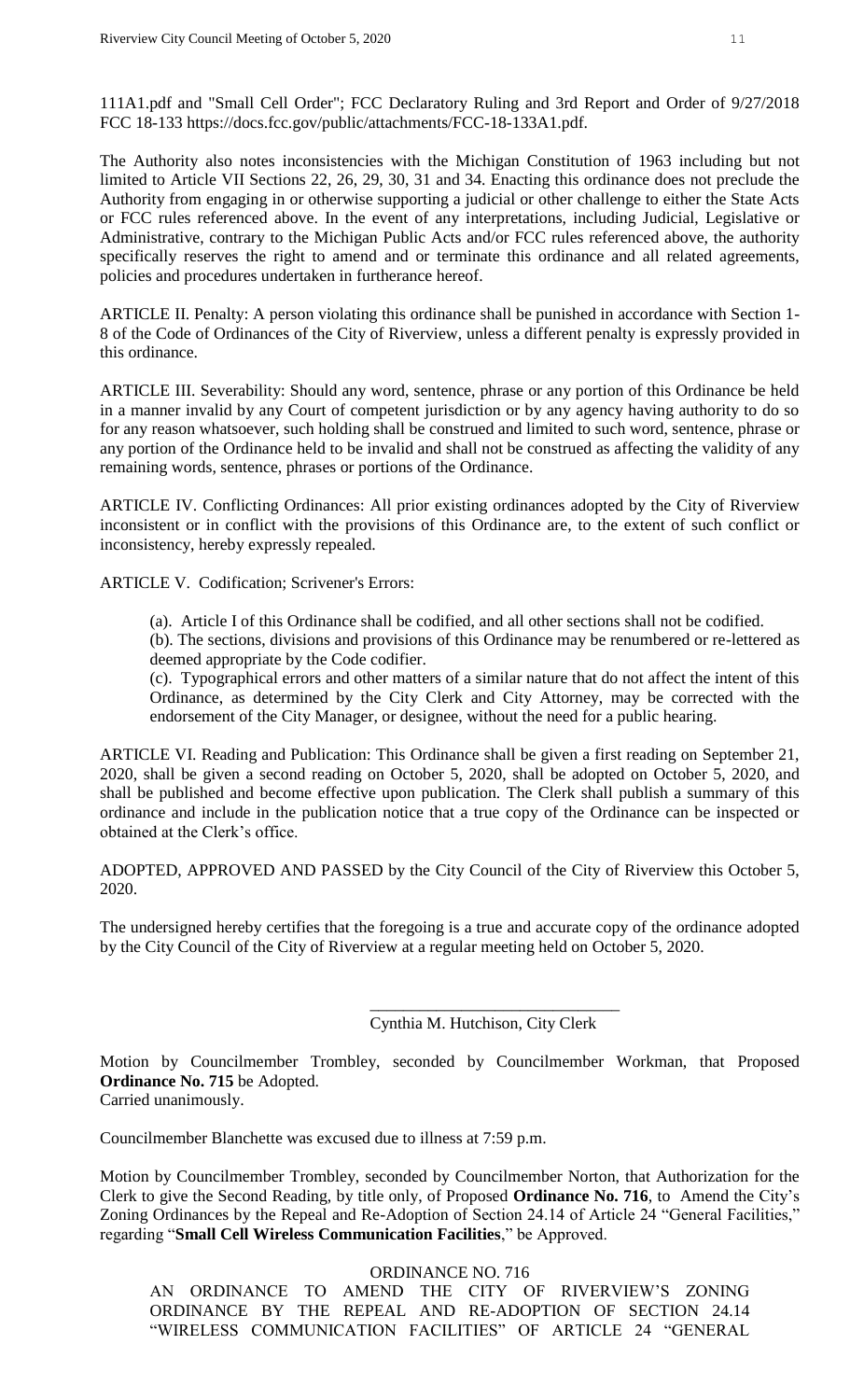111A1.pdf and "Small Cell Order"; FCC Declaratory Ruling and 3rd Report and Order of 9/27/2018 FCC 18-133 https://docs.fcc.gov/public/attachments/FCC-18-133A1.pdf.

The Authority also notes inconsistencies with the Michigan Constitution of 1963 including but not limited to Article VII Sections 22, 26, 29, 30, 31 and 34. Enacting this ordinance does not preclude the Authority from engaging in or otherwise supporting a judicial or other challenge to either the State Acts or FCC rules referenced above. In the event of any interpretations, including Judicial, Legislative or Administrative, contrary to the Michigan Public Acts and/or FCC rules referenced above, the authority specifically reserves the right to amend and or terminate this ordinance and all related agreements, policies and procedures undertaken in furtherance hereof.

ARTICLE II. Penalty: A person violating this ordinance shall be punished in accordance with Section 1-8 of the Code of Ordinances of the City of Riverview, unless a different penalty is expressly provided in this ordinance.

ARTICLE III. Severability: Should any word, sentence, phrase or any portion of this Ordinance be held in a manner invalid by any Court of competent jurisdiction or by any agency having authority to do so for any reason whatsoever, such holding shall be construed and limited to such word, sentence, phrase or any portion of the Ordinance held to be invalid and shall not be construed as affecting the validity of any remaining words, sentence, phrases or portions of the Ordinance.

ARTICLE IV. Conflicting Ordinances: All prior existing ordinances adopted by the City of Riverview inconsistent or in conflict with the provisions of this Ordinance are, to the extent of such conflict or inconsistency, hereby expressly repealed.

ARTICLE V. Codification; Scrivener's Errors:

(a). Article I of this Ordinance shall be codified, and all other sections shall not be codified.

(b). The sections, divisions and provisions of this Ordinance may be renumbered or re-lettered as deemed appropriate by the Code codifier.

(c). Typographical errors and other matters of a similar nature that do not affect the intent of this Ordinance, as determined by the City Clerk and City Attorney, may be corrected with the endorsement of the City Manager, or designee, without the need for a public hearing.

ARTICLE VI. Reading and Publication: This Ordinance shall be given a first reading on September 21, 2020, shall be given a second reading on October 5, 2020, shall be adopted on October 5, 2020, and shall be published and become effective upon publication. The Clerk shall publish a summary of this ordinance and include in the publication notice that a true copy of the Ordinance can be inspected or obtained at the Clerk's office.

ADOPTED, APPROVED AND PASSED by the City Council of the City of Riverview this October 5, 2020.

The undersigned hereby certifies that the foregoing is a true and accurate copy of the ordinance adopted by the City Council of the City of Riverview at a regular meeting held on October 5, 2020.

\_\_\_\_\_\_\_\_\_\_\_\_\_\_\_\_\_\_\_\_\_\_\_\_\_\_\_\_\_\_
Cynthia M. Hutchison, City Clerk

Motion by Councilmember Trombley, seconded by Councilmember Workman, that Proposed **Ordinance No. 715** be Adopted.
Carried unanimously.

Councilmember Blanchette was excused due to illness at 7:59 p.m.

Motion by Councilmember Trombley, seconded by Councilmember Norton, that Authorization for the Clerk to give the Second Reading, by title only, of Proposed **Ordinance No. 716**, to Amend the City's Zoning Ordinances by the Repeal and Re-Adoption of Section 24.14 of Article 24 "General Facilities," regarding "**Small Cell Wireless Communication Facilities**," be Approved.

ORDINANCE NO. 716

AN ORDINANCE TO AMEND THE CITY OF RIVERVIEW'S ZONING ORDINANCE BY THE REPEAL AND RE-ADOPTION OF SECTION 24.14 "WIRELESS COMMUNICATION FACILITIES" OF ARTICLE 24 "GENERAL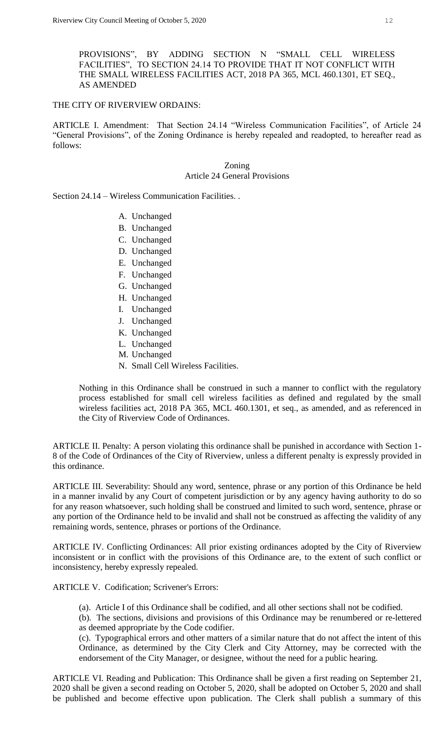PROVISIONS", BY ADDING SECTION N "SMALL CELL WIRELESS FACILITIES", TO SECTION 24.14 TO PROVIDE THAT IT NOT CONFLICT WITH THE SMALL WIRELESS FACILITIES ACT, 2018 PA 365, MCL 460.1301, ET SEQ., AS AMENDED

THE CITY OF RIVERVIEW ORDAINS:

ARTICLE I. Amendment: That Section 24.14 "Wireless Communication Facilities", of Article 24 "General Provisions", of the Zoning Ordinance is hereby repealed and readopted, to hereafter read as follows:

Zoning
Article 24 General Provisions

Section 24.14 – Wireless Communication Facilities. .

A. Unchanged
B. Unchanged
C. Unchanged
D. Unchanged
E. Unchanged
F. Unchanged
G. Unchanged
H. Unchanged
I. Unchanged
J. Unchanged
K. Unchanged
L. Unchanged
M. Unchanged
N. Small Cell Wireless Facilities.

Nothing in this Ordinance shall be construed in such a manner to conflict with the regulatory process established for small cell wireless facilities as defined and regulated by the small wireless facilities act, 2018 PA 365, MCL 460.1301, et seq., as amended, and as referenced in the City of Riverview Code of Ordinances.

ARTICLE II. Penalty: A person violating this ordinance shall be punished in accordance with Section 1-8 of the Code of Ordinances of the City of Riverview, unless a different penalty is expressly provided in this ordinance.

ARTICLE III. Severability: Should any word, sentence, phrase or any portion of this Ordinance be held in a manner invalid by any Court of competent jurisdiction or by any agency having authority to do so for any reason whatsoever, such holding shall be construed and limited to such word, sentence, phrase or any portion of the Ordinance held to be invalid and shall not be construed as affecting the validity of any remaining words, sentence, phrases or portions of the Ordinance.

ARTICLE IV. Conflicting Ordinances: All prior existing ordinances adopted by the City of Riverview inconsistent or in conflict with the provisions of this Ordinance are, to the extent of such conflict or inconsistency, hereby expressly repealed.

ARTICLE V. Codification; Scrivener's Errors:

(a). Article I of this Ordinance shall be codified, and all other sections shall not be codified.

(b). The sections, divisions and provisions of this Ordinance may be renumbered or re-lettered as deemed appropriate by the Code codifier.

(c). Typographical errors and other matters of a similar nature that do not affect the intent of this Ordinance, as determined by the City Clerk and City Attorney, may be corrected with the endorsement of the City Manager, or designee, without the need for a public hearing.

ARTICLE VI. Reading and Publication: This Ordinance shall be given a first reading on September 21, 2020 shall be given a second reading on October 5, 2020, shall be adopted on October 5, 2020 and shall be published and become effective upon publication. The Clerk shall publish a summary of this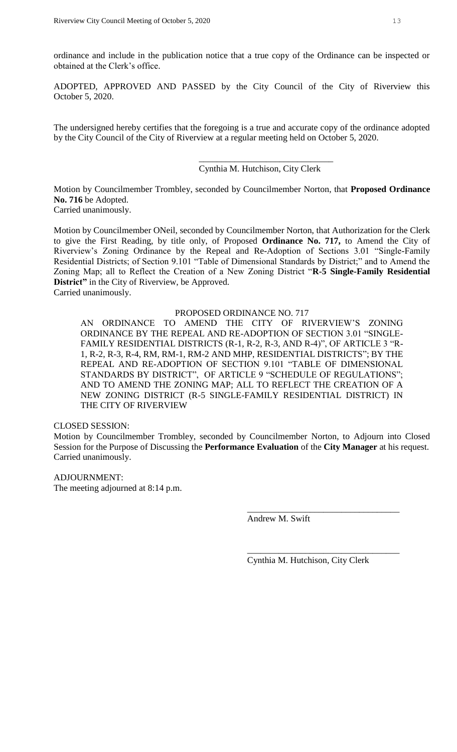ordinance and include in the publication notice that a true copy of the Ordinance can be inspected or obtained at the Clerk's office.

ADOPTED, APPROVED AND PASSED by the City Council of the City of Riverview this October 5, 2020.

The undersigned hereby certifies that the foregoing is a true and accurate copy of the ordinance adopted by the City Council of the City of Riverview at a regular meeting held on October 5, 2020.

_____________________________
Cynthia M. Hutchison, City Clerk

Motion by Councilmember Trombley, seconded by Councilmember Norton, that **Proposed Ordinance No. 716** be Adopted.
Carried unanimously.

Motion by Councilmember ONeil, seconded by Councilmember Norton, that Authorization for the Clerk to give the First Reading, by title only, of Proposed **Ordinance No. 717,** to Amend the City of Riverview's Zoning Ordinance by the Repeal and Re-Adoption of Sections 3.01 "Single-Family Residential Districts; of Section 9.101 "Table of Dimensional Standards by District;" and to Amend the Zoning Map; all to Reflect the Creation of a New Zoning District "**R-5 Single-Family Residential District"** in the City of Riverview, be Approved.
Carried unanimously.

PROPOSED ORDINANCE NO. 717

AN ORDINANCE TO AMEND THE CITY OF RIVERVIEW'S ZONING ORDINANCE BY THE REPEAL AND RE-ADOPTION OF SECTION 3.01 "SINGLE-FAMILY RESIDENTIAL DISTRICTS (R-1, R-2, R-3, AND R-4)", OF ARTICLE 3 "R-1, R-2, R-3, R-4, RM, RM-1, RM-2 AND MHP, RESIDENTIAL DISTRICTS"; BY THE REPEAL AND RE-ADOPTION OF SECTION 9.101 "TABLE OF DIMENSIONAL STANDARDS BY DISTRICT", OF ARTICLE 9 "SCHEDULE OF REGULATIONS"; AND TO AMEND THE ZONING MAP; ALL TO REFLECT THE CREATION OF A NEW ZONING DISTRICT (R-5 SINGLE-FAMILY RESIDENTIAL DISTRICT) IN THE CITY OF RIVERVIEW

CLOSED SESSION:
Motion by Councilmember Trombley, seconded by Councilmember Norton, to Adjourn into Closed Session for the Purpose of Discussing the **Performance Evaluation** of the **City Manager** at his request.
Carried unanimously.

ADJOURNMENT:
The meeting adjourned at 8:14 p.m.

_________________________________
Andrew M. Swift

_________________________________
Cynthia M. Hutchison, City Clerk